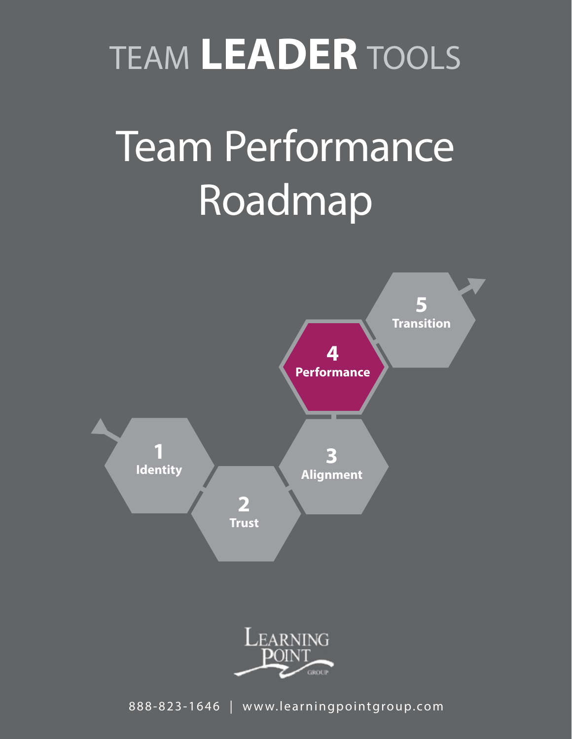# TEAM **LEADER** TOOLS

# Team Performance Roadmap

1 **Identity**

2 **Trust**

3 **Alignment**

4 **Performance**

5 **Transition**

LEARNING POINT GROUP

888-823-1646 | www.learningpointgroup.com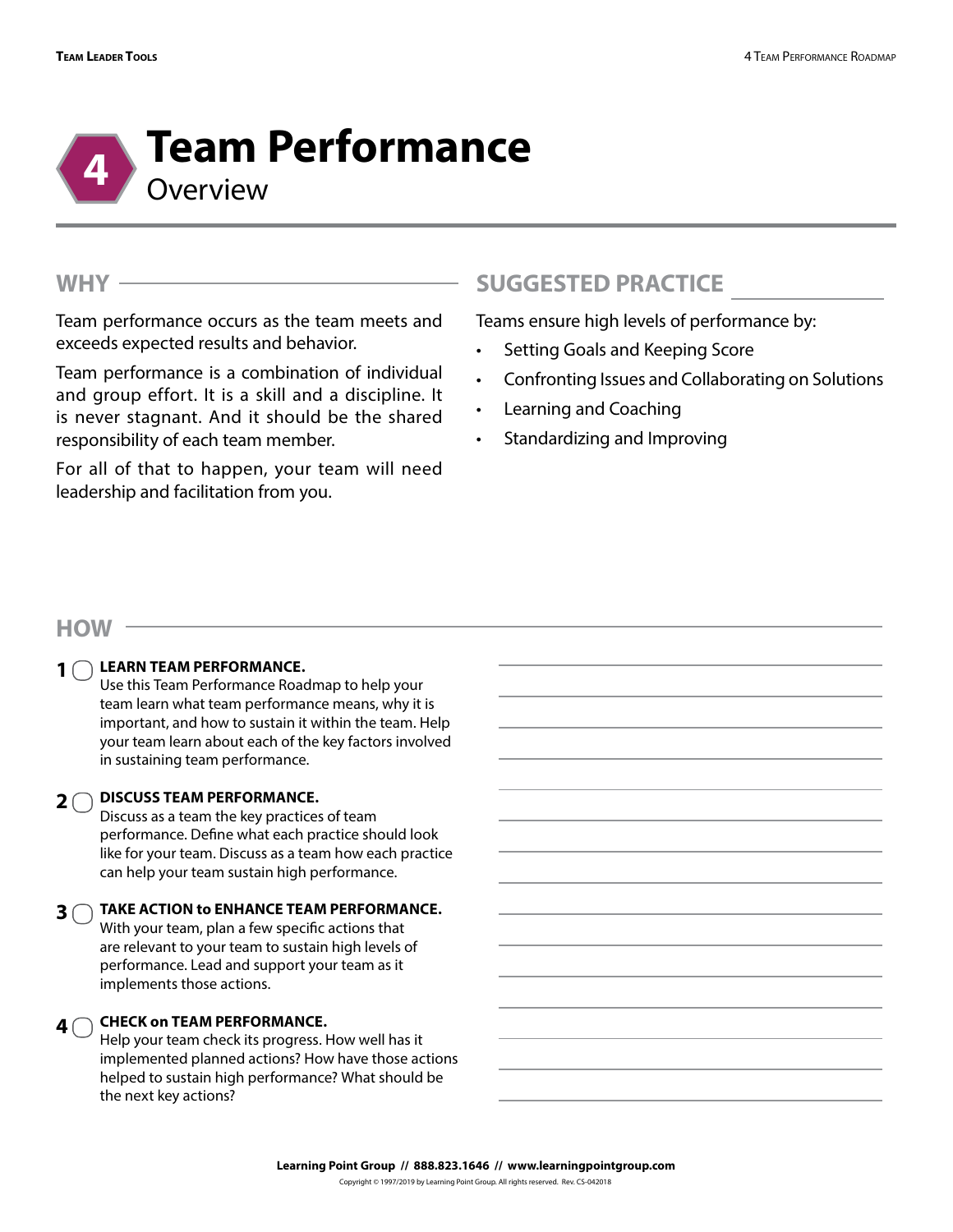# 4 Team Performance

## Overview

### WHY

Team performance occurs as the team meets and exceeds expected results and behavior.

Team performance is a combination of individual and group effort. It is a skill and a discipline. It is never stagnant. And it should be the shared responsibility of each team member.

For all of that to happen, your team will need leadership and facilitation from you.

### SUGGESTED PRACTICE

Teams ensure high levels of performance by:

- Setting Goals and Keeping Score
- Confronting Issues and Collaborating on Solutions
- Learning and Coaching
- Standardizing and Improving

### HOW

1. **LEARN TEAM PERFORMANCE.**
   Use this Team Performance Roadmap to help your team learn what team performance means, why it is important, and how to sustain it within the team. Help your team learn about each of the key factors involved in sustaining team performance.

2. **DISCUSS TEAM PERFORMANCE.**
   Discuss as a team the key practices of team performance. Define what each practice should look like for your team. Discuss as a team how each practice can help your team sustain high performance.

3. **TAKE ACTION to ENHANCE TEAM PERFORMANCE.**
   With your team, plan a few specific actions that are relevant to your team to sustain high levels of performance. Lead and support your team as it implements those actions.

4. **CHECK on TEAM PERFORMANCE.**
   Help your team check its progress. How well has it implemented planned actions? How have those actions helped to sustain high performance? What should be the next key actions?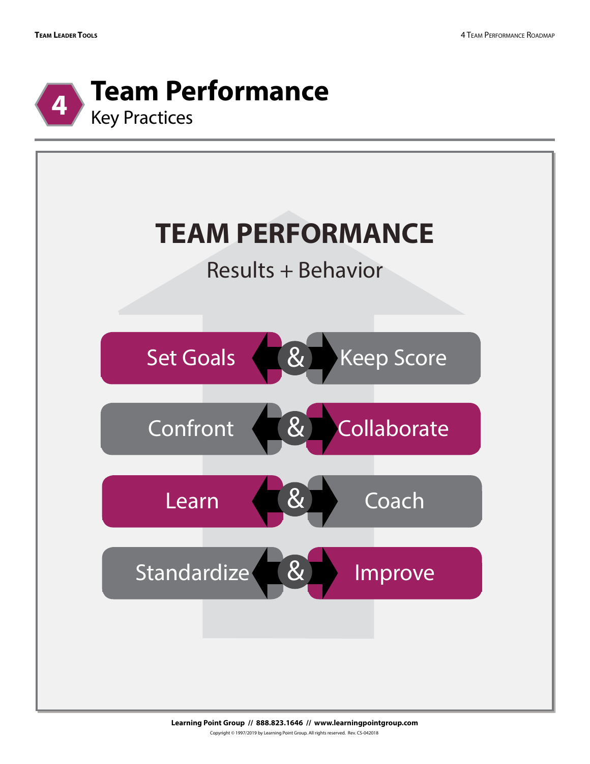# 4 Team Performance

Key Practices

## TEAM PERFORMANCE

Results + Behavior

| | | |
|---|---|---|
| Set Goals | & | Keep Score |
| Confront | & | Collaborate |
| Learn | & | Coach |
| Standardize | & | Improve |

**Learning Point Group // 888.823.1646 // www.learningpointgroup.com**

Copyright © 1997/2019 by Learning Point Group. All rights reserved. Rev. CS-042018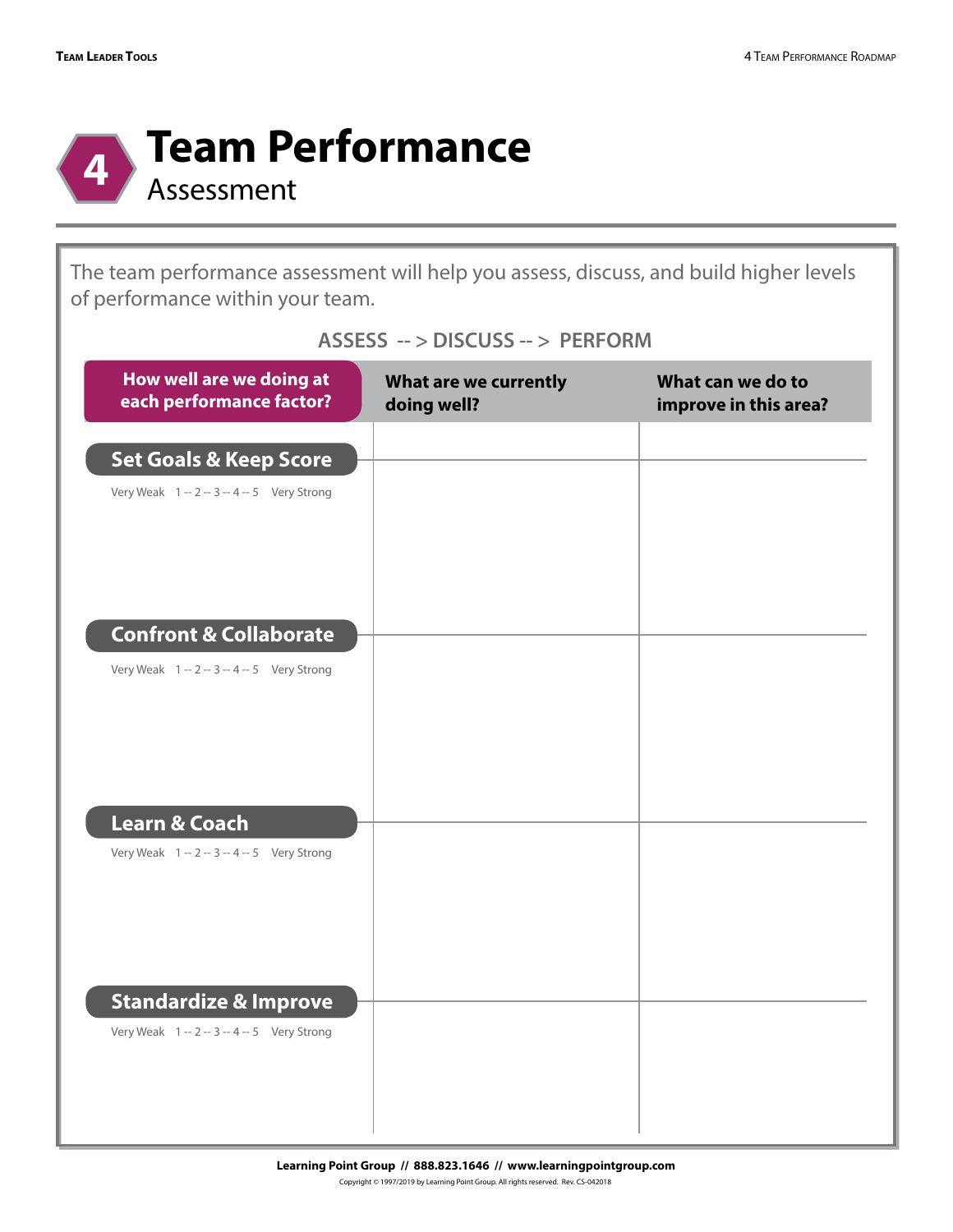# 4 Team Performance

## Assessment

The team performance assessment will help you assess, discuss, and build higher levels of performance within your team.

**ASSESS --> DISCUSS --> PERFORM**

| How well are we doing at each performance factor? | What are we currently doing well? | What can we do to improve in this area? |
| --- | --- | --- |
| **Set Goals & Keep Score**<br>Very Weak 1 -- 2 -- 3 -- 4 -- 5 Very Strong | | |
| **Confront & Collaborate**<br>Very Weak 1 -- 2 -- 3 -- 4 -- 5 Very Strong | | |
| **Learn & Coach**<br>Very Weak 1 -- 2 -- 3 -- 4 -- 5 Very Strong | | |
| **Standardize & Improve**<br>Very Weak 1 -- 2 -- 3 -- 4 -- 5 Very Strong | | |

**Learning Point Group // 888.823.1646 // www.learningpointgroup.com**

Copyright © 1997/2019 by Learning Point Group. All rights reserved. Rev. CS-042018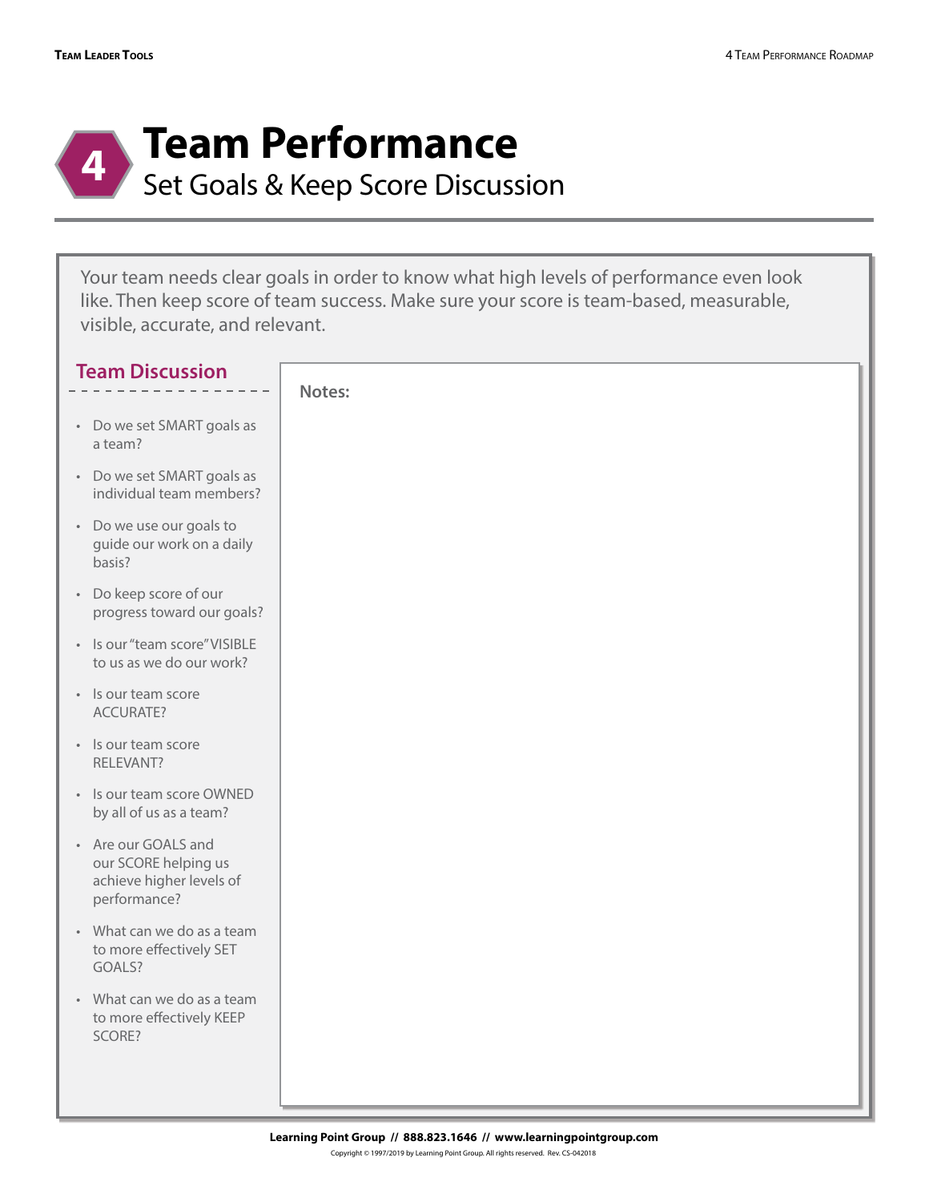# 4 Team Performance

## Set Goals & Keep Score Discussion

Your team needs clear goals in order to know what high levels of performance even look like. Then keep score of team success. Make sure your score is team-based, measurable, visible, accurate, and relevant.

### Team Discussion

- Do we set SMART goals as a team?
- Do we set SMART goals as individual team members?
- Do we use our goals to guide our work on a daily basis?
- Do keep score of our progress toward our goals?
- Is our "team score" VISIBLE to us as we do our work?
- Is our team score ACCURATE?
- Is our team score RELEVANT?
- Is our team score OWNED by all of us as a team?
- Are our GOALS and our SCORE helping us achieve higher levels of performance?
- What can we do as a team to more effectively SET GOALS?
- What can we do as a team to more effectively KEEP SCORE?

**Notes:**

**Learning Point Group // 888.823.1646 // www.learningpointgroup.com**

Copyright © 1997/2019 by Learning Point Group. All rights reserved. Rev. CS-042018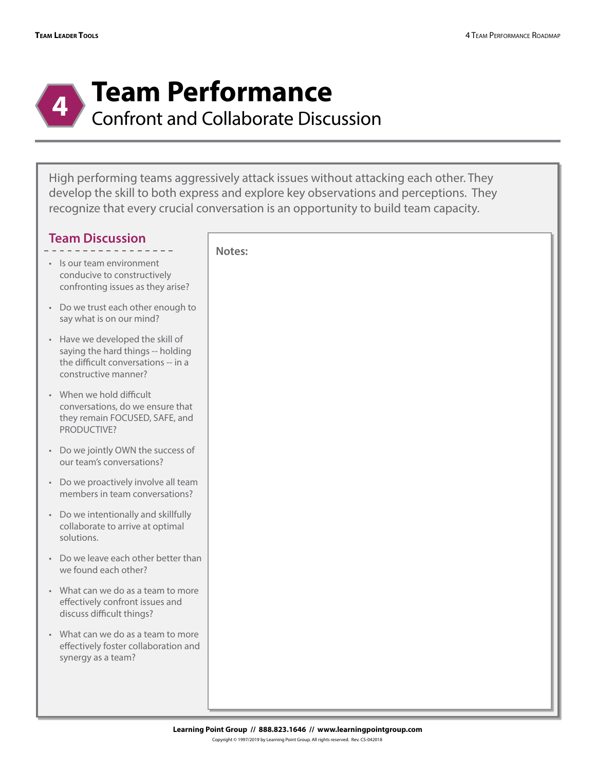# 4 Team Performance

## Confront and Collaborate Discussion

High performing teams aggressively attack issues without attacking each other. They develop the skill to both express and explore key observations and perceptions. They recognize that every crucial conversation is an opportunity to build team capacity.

### Team Discussion

- Is our team environment conducive to constructively confronting issues as they arise?
- Do we trust each other enough to say what is on our mind?
- Have we developed the skill of saying the hard things -- holding the difficult conversations -- in a constructive manner?
- When we hold difficult conversations, do we ensure that they remain FOCUSED, SAFE, and PRODUCTIVE?
- Do we jointly OWN the success of our team's conversations?
- Do we proactively involve all team members in team conversations?
- Do we intentionally and skillfully collaborate to arrive at optimal solutions.
- Do we leave each other better than we found each other?
- What can we do as a team to more effectively confront issues and discuss difficult things?
- What can we do as a team to more effectively foster collaboration and synergy as a team?

**Notes:**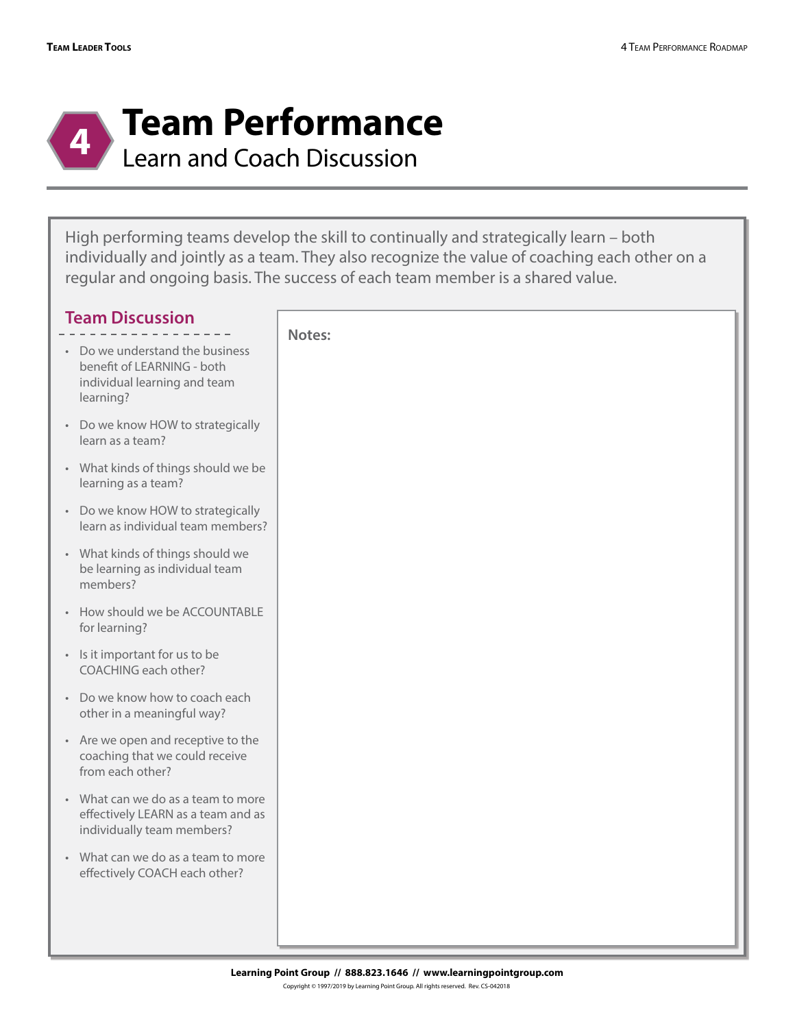# 4 Team Performance

## Learn and Coach Discussion

High performing teams develop the skill to continually and strategically learn – both individually and jointly as a team. They also recognize the value of coaching each other on a regular and ongoing basis. The success of each team member is a shared value.

### Team Discussion

- Do we understand the business benefit of LEARNING - both individual learning and team learning?
- Do we know HOW to strategically learn as a team?
- What kinds of things should we be learning as a team?
- Do we know HOW to strategically learn as individual team members?
- What kinds of things should we be learning as individual team members?
- How should we be ACCOUNTABLE for learning?
- Is it important for us to be COACHING each other?
- Do we know how to coach each other in a meaningful way?
- Are we open and receptive to the coaching that we could receive from each other?
- What can we do as a team to more effectively LEARN as a team and as individually team members?
- What can we do as a team to more effectively COACH each other?

**Notes:**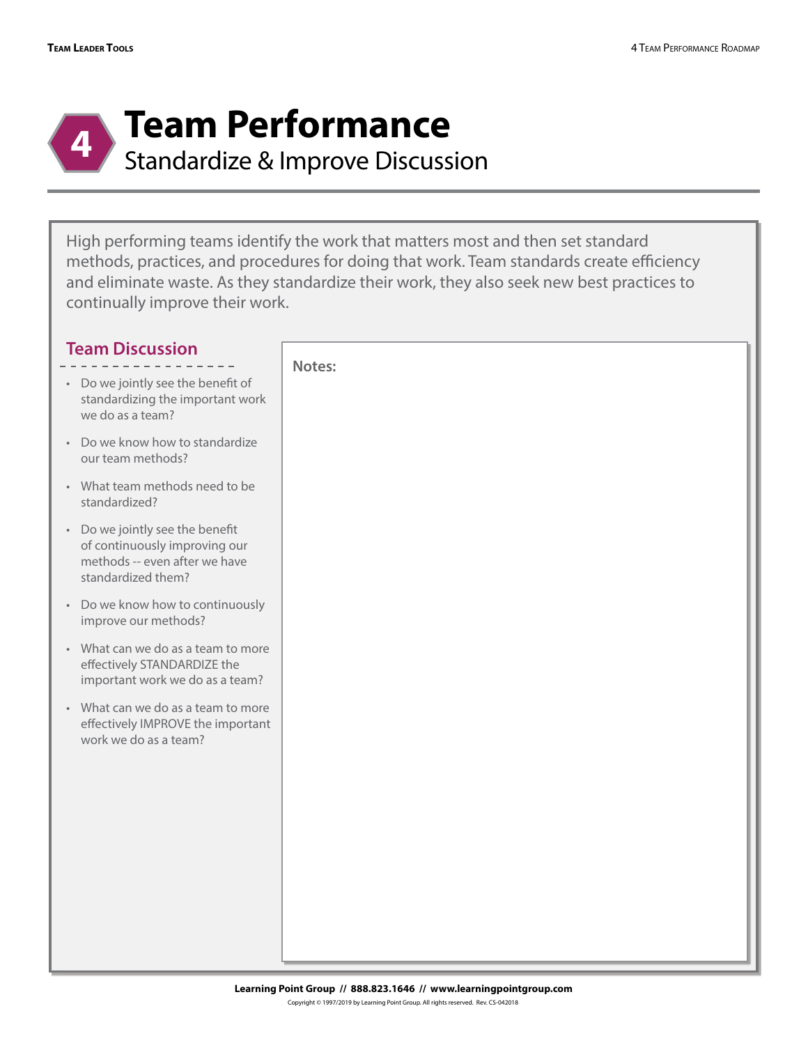# 4 Team Performance

## Standardize & Improve Discussion

High performing teams identify the work that matters most and then set standard methods, practices, and procedures for doing that work. Team standards create efficiency and eliminate waste. As they standardize their work, they also seek new best practices to continually improve their work.

### Team Discussion

- Do we jointly see the benefit of standardizing the important work we do as a team?
- Do we know how to standardize our team methods?
- What team methods need to be standardized?
- Do we jointly see the benefit of continuously improving our methods -- even after we have standardized them?
- Do we know how to continuously improve our methods?
- What can we do as a team to more effectively STANDARDIZE the important work we do as a team?
- What can we do as a team to more effectively IMPROVE the important work we do as a team?

**Notes:**

**Learning Point Group // 888.823.1646 // www.learningpointgroup.com**

Copyright © 1997/2019 by Learning Point Group. All rights reserved. Rev. CS-042018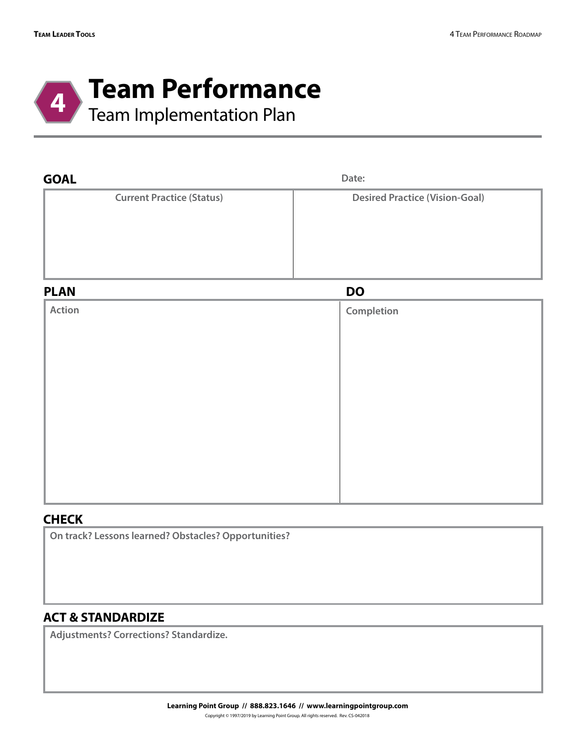# 4 Team Performance

## Team Implementation Plan

**GOAL** Date:

| Current Practice (Status) | Desired Practice (Vision-Goal) |
|---|---|
| | |

**PLAN** **DO**

| Action | Completion |
|---|---|
| | |

**CHECK**

On track? Lessons learned? Obstacles? Opportunities?

**ACT & STANDARDIZE**

Adjustments? Corrections? Standardize.

**Learning Point Group // 888.823.1646 // www.learningpointgroup.com**

Copyright © 1997/2019 by Learning Point Group. All rights reserved. Rev. CS-042018